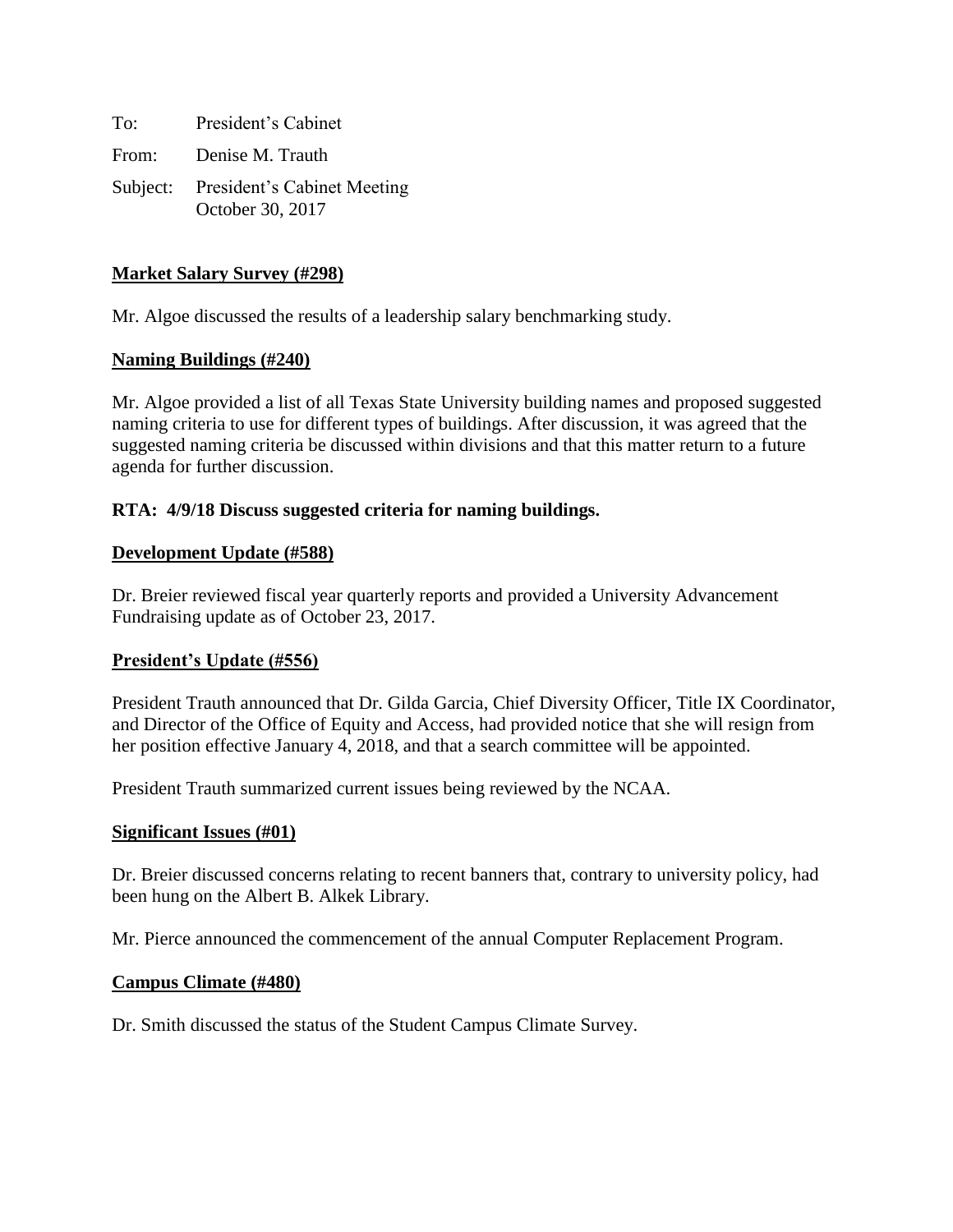To: President's Cabinet

From: Denise M. Trauth

Subject: President's Cabinet Meeting
October 30, 2017

**Market Salary Survey (#298)**

Mr. Algoe discussed the results of a leadership salary benchmarking study.

**Naming Buildings (#240)**

Mr. Algoe provided a list of all Texas State University building names and proposed suggested naming criteria to use for different types of buildings. After discussion, it was agreed that the suggested naming criteria be discussed within divisions and that this matter return to a future agenda for further discussion.

**RTA: 4/9/18 Discuss suggested criteria for naming buildings.**

**Development Update (#588)**

Dr. Breier reviewed fiscal year quarterly reports and provided a University Advancement Fundraising update as of October 23, 2017.

**President's Update (#556)**

President Trauth announced that Dr. Gilda Garcia, Chief Diversity Officer, Title IX Coordinator, and Director of the Office of Equity and Access, had provided notice that she will resign from her position effective January 4, 2018, and that a search committee will be appointed.

President Trauth summarized current issues being reviewed by the NCAA.

**Significant Issues (#01)**

Dr. Breier discussed concerns relating to recent banners that, contrary to university policy, had been hung on the Albert B. Alkek Library.

Mr. Pierce announced the commencement of the annual Computer Replacement Program.

**Campus Climate (#480)**

Dr. Smith discussed the status of the Student Campus Climate Survey.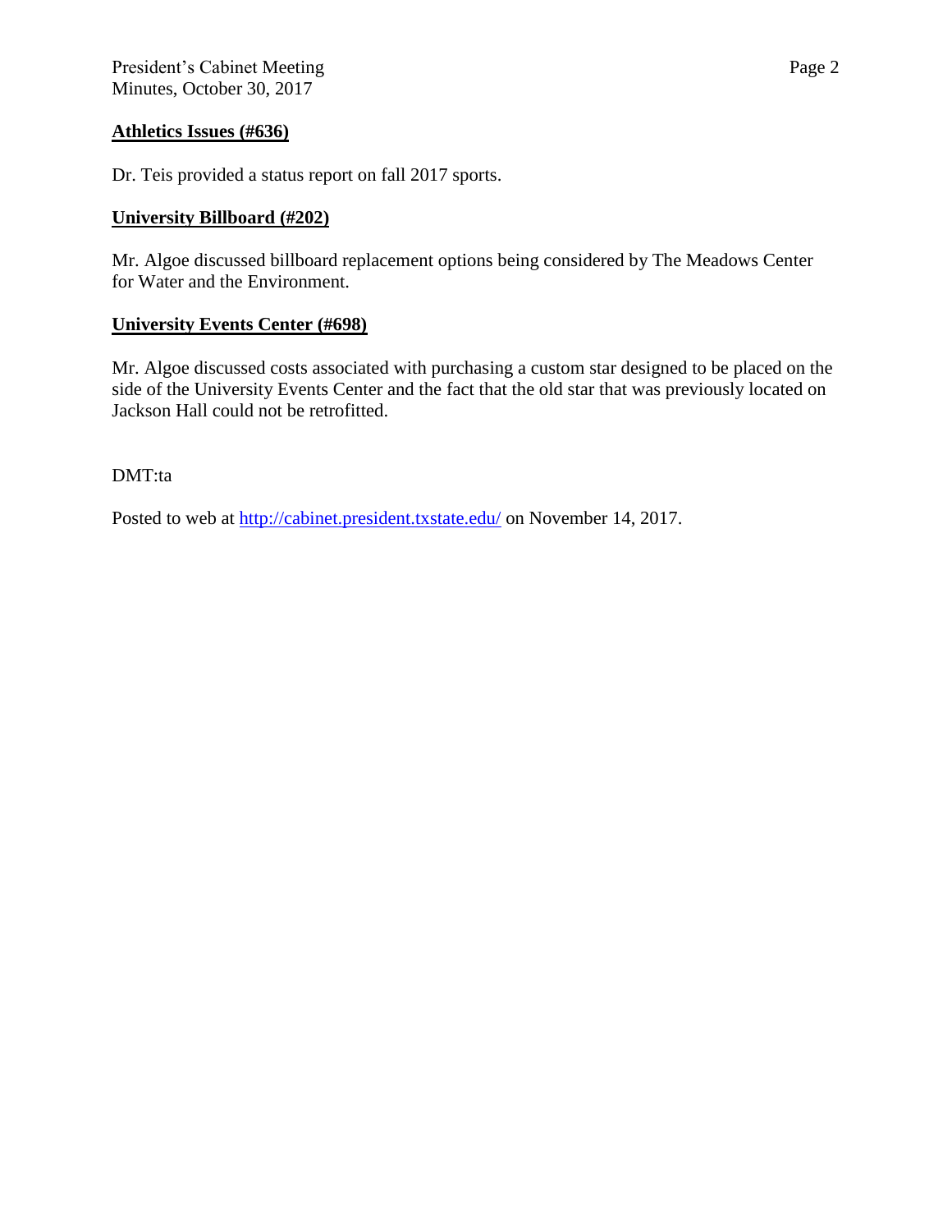**Athletics Issues (#636)**

Dr. Teis provided a status report on fall 2017 sports.

**University Billboard (#202)**

Mr. Algoe discussed billboard replacement options being considered by The Meadows Center for Water and the Environment.

**University Events Center (#698)**

Mr. Algoe discussed costs associated with purchasing a custom star designed to be placed on the side of the University Events Center and the fact that the old star that was previously located on Jackson Hall could not be retrofitted.

DMT:ta

Posted to web at http://cabinet.president.txstate.edu/ on November 14, 2017.